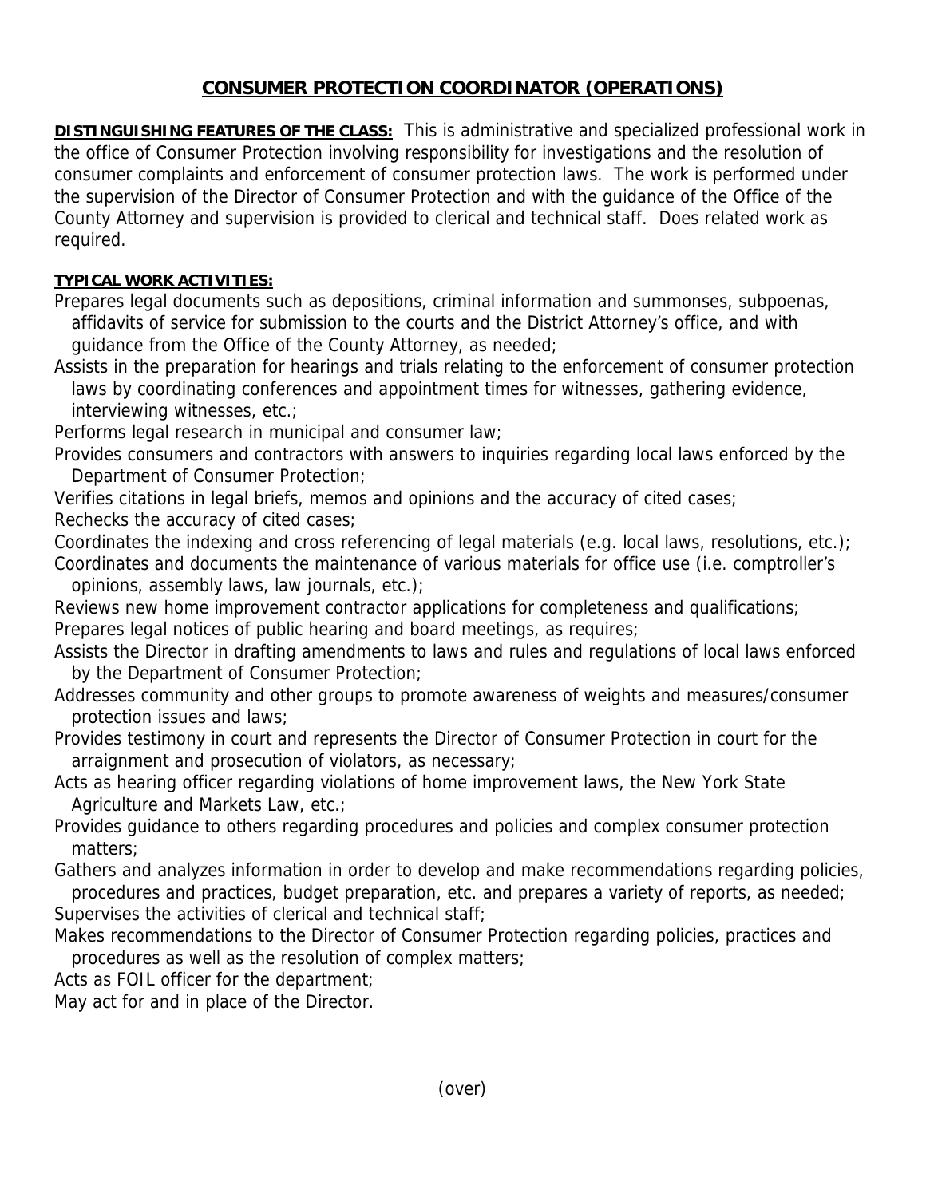# CONSUMER PROTECTION COORDINATOR (OPERATIONS)

**DISTINGUISHING FEATURES OF THE CLASS:** This is administrative and specialized professional work in the office of Consumer Protection involving responsibility for investigations and the resolution of consumer complaints and enforcement of consumer protection laws. The work is performed under the supervision of the Director of Consumer Protection and with the guidance of the Office of the County Attorney and supervision is provided to clerical and technical staff. Does related work as required.

**TYPICAL WORK ACTIVITIES:**

Prepares legal documents such as depositions, criminal information and summonses, subpoenas, affidavits of service for submission to the courts and the District Attorney's office, and with guidance from the Office of the County Attorney, as needed;

Assists in the preparation for hearings and trials relating to the enforcement of consumer protection laws by coordinating conferences and appointment times for witnesses, gathering evidence, interviewing witnesses, etc.;

Performs legal research in municipal and consumer law;

Provides consumers and contractors with answers to inquiries regarding local laws enforced by the Department of Consumer Protection;

Verifies citations in legal briefs, memos and opinions and the accuracy of cited cases;

Rechecks the accuracy of cited cases;

Coordinates the indexing and cross referencing of legal materials (e.g. local laws, resolutions, etc.);

Coordinates and documents the maintenance of various materials for office use (i.e. comptroller's opinions, assembly laws, law journals, etc.);

Reviews new home improvement contractor applications for completeness and qualifications;

Prepares legal notices of public hearing and board meetings, as requires;

Assists the Director in drafting amendments to laws and rules and regulations of local laws enforced by the Department of Consumer Protection;

Addresses community and other groups to promote awareness of weights and measures/consumer protection issues and laws;

Provides testimony in court and represents the Director of Consumer Protection in court for the arraignment and prosecution of violators, as necessary;

Acts as hearing officer regarding violations of home improvement laws, the New York State Agriculture and Markets Law, etc.;

Provides guidance to others regarding procedures and policies and complex consumer protection matters;

Gathers and analyzes information in order to develop and make recommendations regarding policies, procedures and practices, budget preparation, etc. and prepares a variety of reports, as needed;

Supervises the activities of clerical and technical staff;

Makes recommendations to the Director of Consumer Protection regarding policies, practices and procedures as well as the resolution of complex matters;

Acts as FOIL officer for the department;

May act for and in place of the Director.

(over)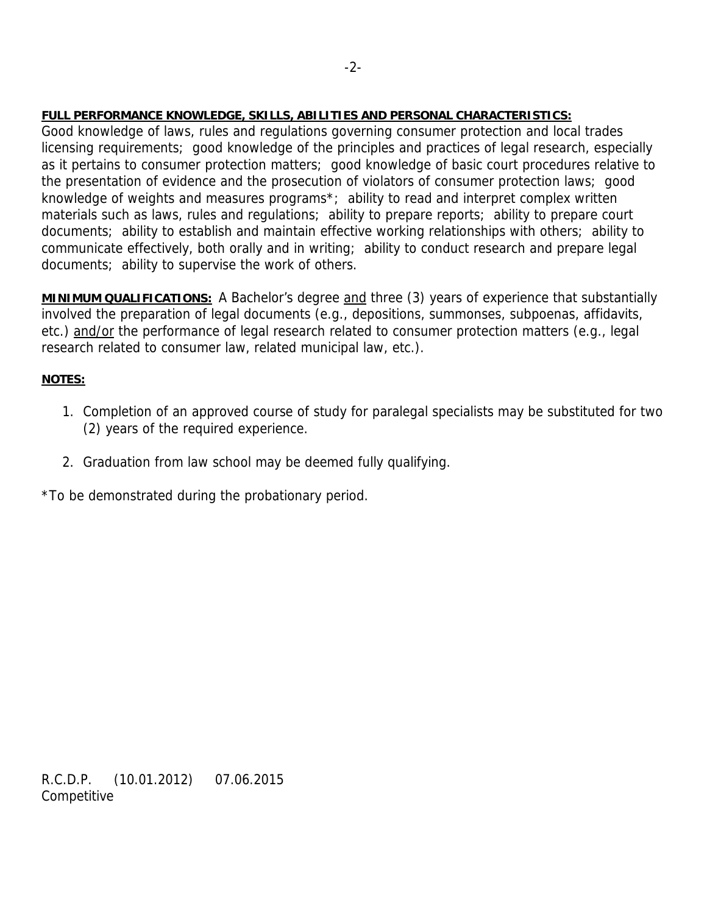**FULL PERFORMANCE KNOWLEDGE, SKILLS, ABILITIES AND PERSONAL CHARACTERISTICS:**
Good knowledge of laws, rules and regulations governing consumer protection and local trades licensing requirements; good knowledge of the principles and practices of legal research, especially as it pertains to consumer protection matters; good knowledge of basic court procedures relative to the presentation of evidence and the prosecution of violators of consumer protection laws; good knowledge of weights and measures programs*; ability to read and interpret complex written materials such as laws, rules and regulations; ability to prepare reports; ability to prepare court documents; ability to establish and maintain effective working relationships with others; ability to communicate effectively, both orally and in writing; ability to conduct research and prepare legal documents; ability to supervise the work of others.

**MINIMUM QUALIFICATIONS:** A Bachelor's degree and three (3) years of experience that substantially involved the preparation of legal documents (e.g., depositions, summonses, subpoenas, affidavits, etc.) and/or the performance of legal research related to consumer protection matters (e.g., legal research related to consumer law, related municipal law, etc.).

**NOTES:**

1. Completion of an approved course of study for paralegal specialists may be substituted for two (2) years of the required experience.
2. Graduation from law school may be deemed fully qualifying.

*To be demonstrated during the probationary period.

R.C.D.P. (10.01.2012) 07.06.2015
Competitive